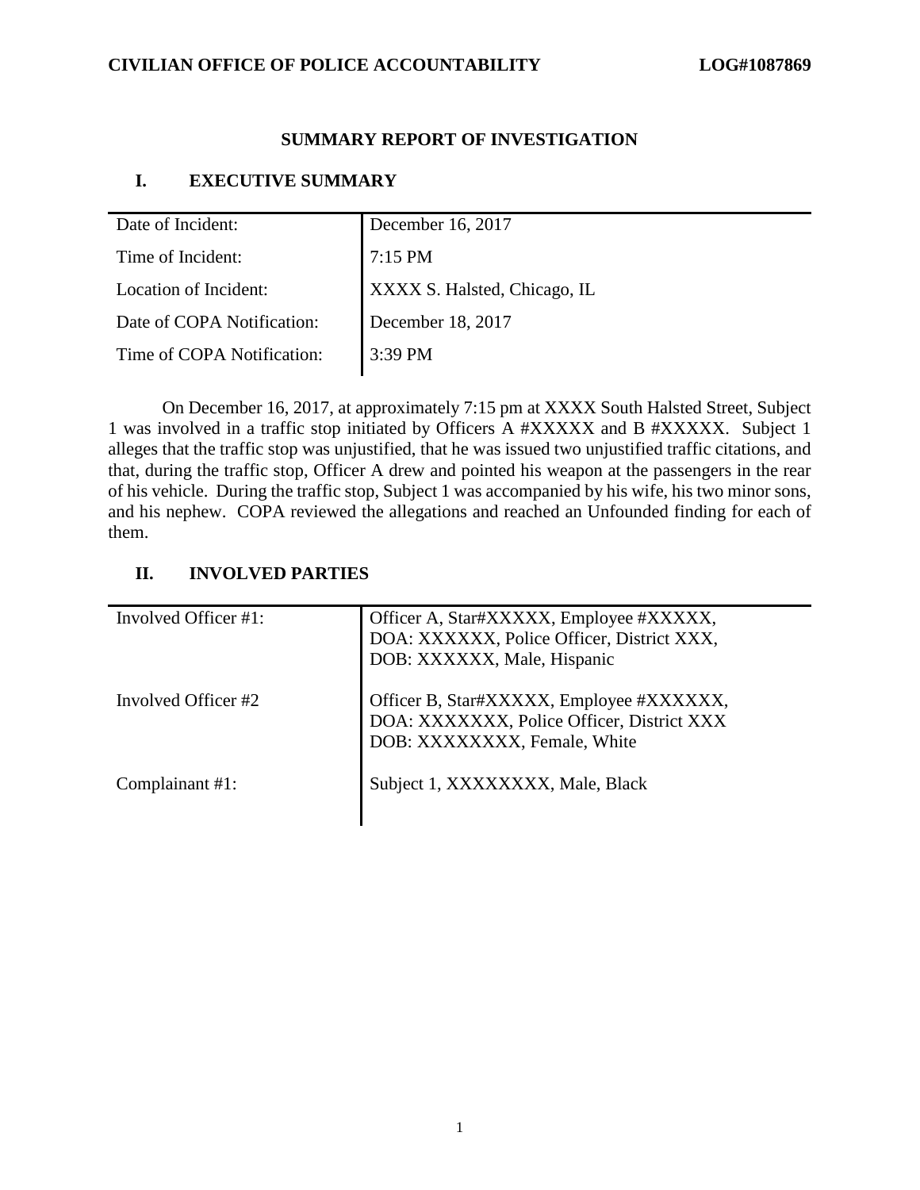CIVILIAN OFFICE OF POLICE ACCOUNTABILITY LOG#1087869

## SUMMARY REPORT OF INVESTIGATION

### I. EXECUTIVE SUMMARY

| | |
|---|---|
| Date of Incident: | December 16, 2017 |
| Time of Incident: | 7:15 PM |
| Location of Incident: | XXXX S. Halsted, Chicago, IL |
| Date of COPA Notification: | December 18, 2017 |
| Time of COPA Notification: | 3:39 PM |

On December 16, 2017, at approximately 7:15 pm at XXXX South Halsted Street, Subject 1 was involved in a traffic stop initiated by Officers A #XXXXX and B #XXXXX. Subject 1 alleges that the traffic stop was unjustified, that he was issued two unjustified traffic citations, and that, during the traffic stop, Officer A drew and pointed his weapon at the passengers in the rear of his vehicle. During the traffic stop, Subject 1 was accompanied by his wife, his two minor sons, and his nephew. COPA reviewed the allegations and reached an Unfounded finding for each of them.

### II. INVOLVED PARTIES

| | |
|---|---|
| Involved Officer #1: | Officer A, Star#XXXXX, Employee #XXXXX, DOA: XXXXXX, Police Officer, District XXX, DOB: XXXXXX, Male, Hispanic |
| Involved Officer #2 | Officer B, Star#XXXXX, Employee #XXXXXX, DOA: XXXXXXX, Police Officer, District XXX DOB: XXXXXXXX, Female, White |
| Complainant #1: | Subject 1, XXXXXXXX, Male, Black |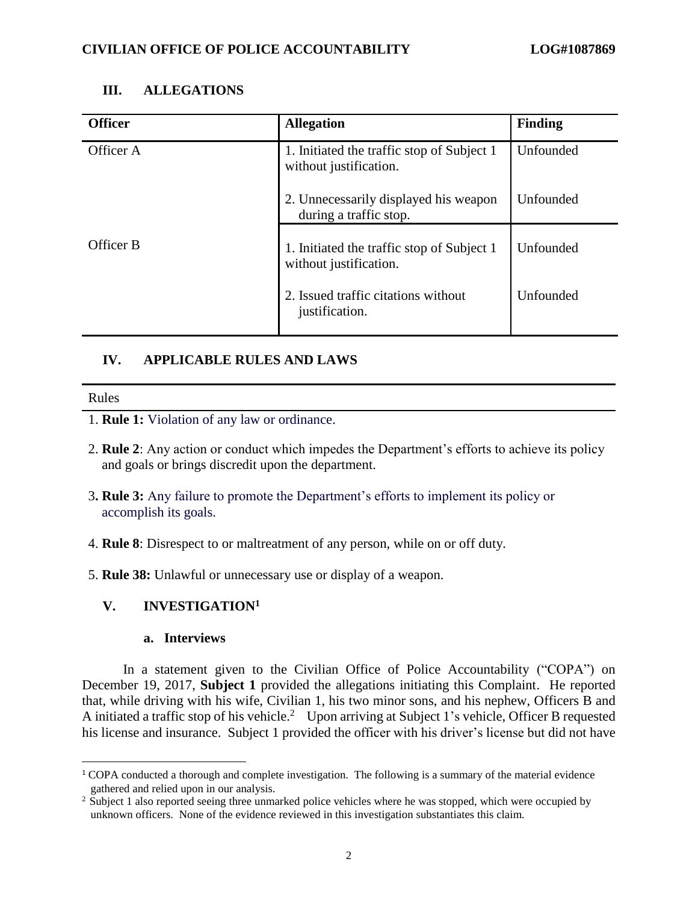## III. ALLEGATIONS

| Officer | Allegation | Finding |
|---|---|---|
| Officer A | 1. Initiated the traffic stop of Subject 1 without justification. | Unfounded |
| | 2. Unnecessarily displayed his weapon during a traffic stop. | Unfounded |
| Officer B | 1. Initiated the traffic stop of Subject 1 without justification. | Unfounded |
| | 2. Issued traffic citations without justification. | Unfounded |

## IV. APPLICABLE RULES AND LAWS

Rules

1. **Rule 1:** Violation of any law or ordinance.
2. **Rule 2**: Any action or conduct which impedes the Department's efforts to achieve its policy and goals or brings discredit upon the department.
3. **Rule 3:** Any failure to promote the Department's efforts to implement its policy or accomplish its goals.
4. **Rule 8**: Disrespect to or maltreatment of any person, while on or off duty.
5. **Rule 38:** Unlawful or unnecessary use or display of a weapon.

## V. INVESTIGATION[1]

### a. Interviews

In a statement given to the Civilian Office of Police Accountability ("COPA") on December 19, 2017, **Subject 1** provided the allegations initiating this Complaint. He reported that, while driving with his wife, Civilian 1, his two minor sons, and his nephew, Officers B and A initiated a traffic stop of his vehicle.[2] Upon arriving at Subject 1's vehicle, Officer B requested his license and insurance. Subject 1 provided the officer with his driver's license but did not have

[1] COPA conducted a thorough and complete investigation. The following is a summary of the material evidence gathered and relied upon in our analysis.

[2] Subject 1 also reported seeing three unmarked police vehicles where he was stopped, which were occupied by unknown officers. None of the evidence reviewed in this investigation substantiates this claim.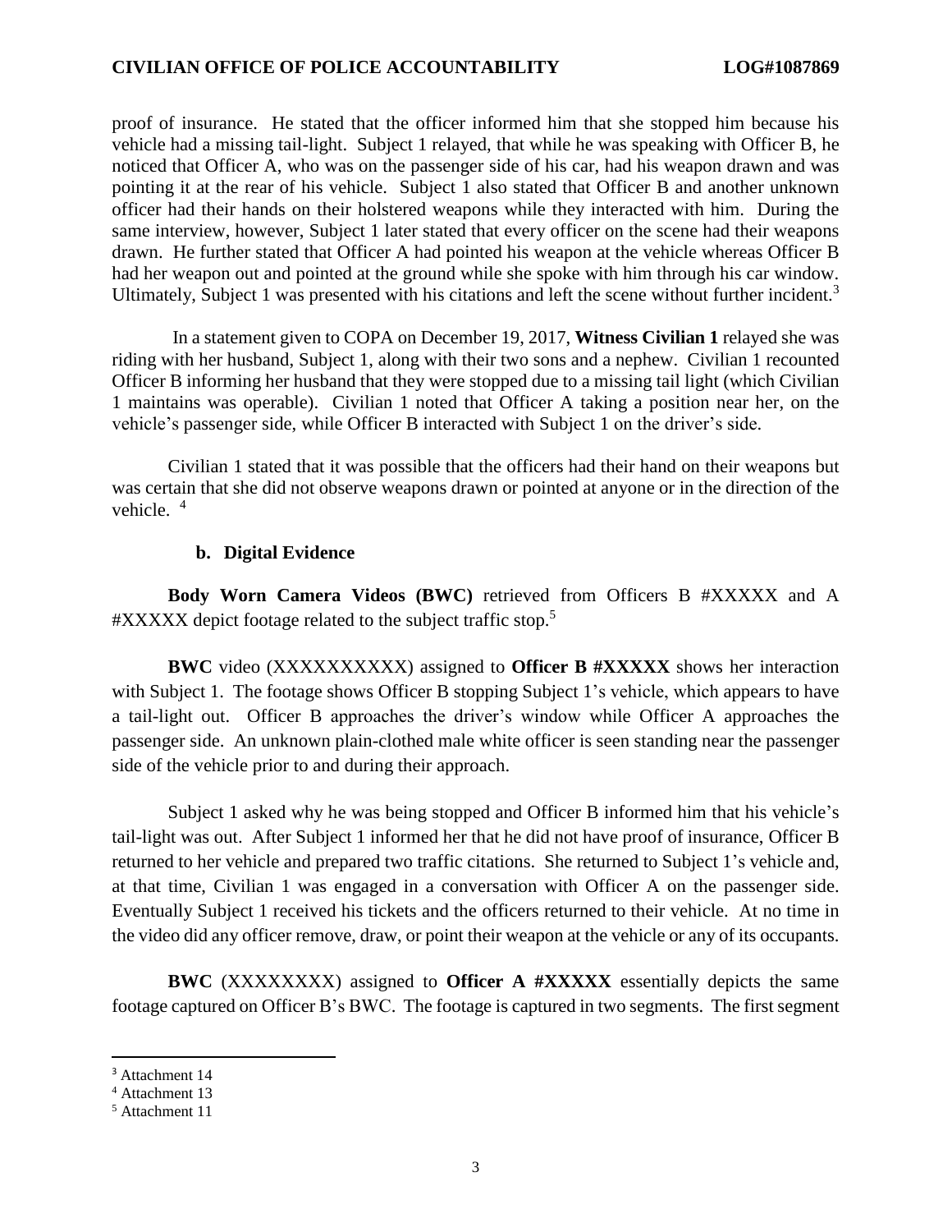proof of insurance. He stated that the officer informed him that she stopped him because his vehicle had a missing tail-light. Subject 1 relayed, that while he was speaking with Officer B, he noticed that Officer A, who was on the passenger side of his car, had his weapon drawn and was pointing it at the rear of his vehicle. Subject 1 also stated that Officer B and another unknown officer had their hands on their holstered weapons while they interacted with him. During the same interview, however, Subject 1 later stated that every officer on the scene had their weapons drawn. He further stated that Officer A had pointed his weapon at the vehicle whereas Officer B had her weapon out and pointed at the ground while she spoke with him through his car window. Ultimately, Subject 1 was presented with his citations and left the scene without further incident.[3]

In a statement given to COPA on December 19, 2017, **Witness Civilian 1** relayed she was riding with her husband, Subject 1, along with their two sons and a nephew. Civilian 1 recounted Officer B informing her husband that they were stopped due to a missing tail light (which Civilian 1 maintains was operable). Civilian 1 noted that Officer A taking a position near her, on the vehicle's passenger side, while Officer B interacted with Subject 1 on the driver's side.

Civilian 1 stated that it was possible that the officers had their hand on their weapons but was certain that she did not observe weapons drawn or pointed at anyone or in the direction of the vehicle. [4]

### b. Digital Evidence

**Body Worn Camera Videos (BWC)** retrieved from Officers B #XXXXX and A #XXXXX depict footage related to the subject traffic stop.[5]

**BWC** video (XXXXXXXXXX) assigned to **Officer B #XXXXX** shows her interaction with Subject 1. The footage shows Officer B stopping Subject 1's vehicle, which appears to have a tail-light out. Officer B approaches the driver's window while Officer A approaches the passenger side. An unknown plain-clothed male white officer is seen standing near the passenger side of the vehicle prior to and during their approach.

Subject 1 asked why he was being stopped and Officer B informed him that his vehicle's tail-light was out. After Subject 1 informed her that he did not have proof of insurance, Officer B returned to her vehicle and prepared two traffic citations. She returned to Subject 1's vehicle and, at that time, Civilian 1 was engaged in a conversation with Officer A on the passenger side. Eventually Subject 1 received his tickets and the officers returned to their vehicle. At no time in the video did any officer remove, draw, or point their weapon at the vehicle or any of its occupants.

**BWC** (XXXXXXXX) assigned to **Officer A #XXXXX** essentially depicts the same footage captured on Officer B's BWC. The footage is captured in two segments. The first segment

---

[3] Attachment 14

[4] Attachment 13

[5] Attachment 11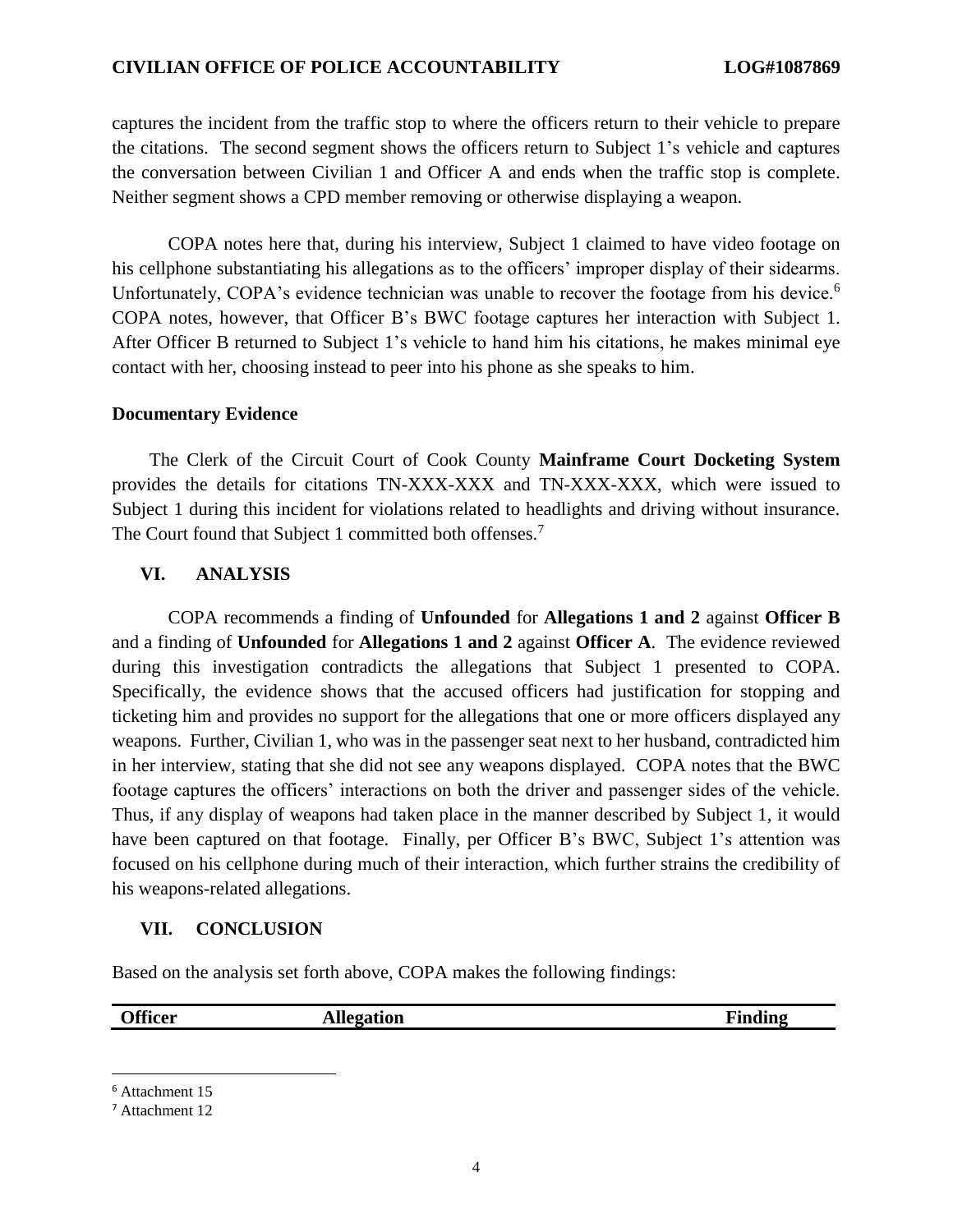captures the incident from the traffic stop to where the officers return to their vehicle to prepare the citations. The second segment shows the officers return to Subject 1's vehicle and captures the conversation between Civilian 1 and Officer A and ends when the traffic stop is complete. Neither segment shows a CPD member removing or otherwise displaying a weapon.

COPA notes here that, during his interview, Subject 1 claimed to have video footage on his cellphone substantiating his allegations as to the officers' improper display of their sidearms. Unfortunately, COPA's evidence technician was unable to recover the footage from his device.[6] COPA notes, however, that Officer B's BWC footage captures her interaction with Subject 1. After Officer B returned to Subject 1's vehicle to hand him his citations, he makes minimal eye contact with her, choosing instead to peer into his phone as she speaks to him.

**Documentary Evidence**

The Clerk of the Circuit Court of Cook County **Mainframe Court Docketing System** provides the details for citations TN-XXX-XXX and TN-XXX-XXX, which were issued to Subject 1 during this incident for violations related to headlights and driving without insurance. The Court found that Subject 1 committed both offenses.[7]

## VI. ANALYSIS

COPA recommends a finding of **Unfounded** for **Allegations 1 and 2** against **Officer B** and a finding of **Unfounded** for **Allegations 1 and 2** against **Officer A**. The evidence reviewed during this investigation contradicts the allegations that Subject 1 presented to COPA. Specifically, the evidence shows that the accused officers had justification for stopping and ticketing him and provides no support for the allegations that one or more officers displayed any weapons. Further, Civilian 1, who was in the passenger seat next to her husband, contradicted him in her interview, stating that she did not see any weapons displayed. COPA notes that the BWC footage captures the officers' interactions on both the driver and passenger sides of the vehicle. Thus, if any display of weapons had taken place in the manner described by Subject 1, it would have been captured on that footage. Finally, per Officer B's BWC, Subject 1's attention was focused on his cellphone during much of their interaction, which further strains the credibility of his weapons-related allegations.

## VII. CONCLUSION

Based on the analysis set forth above, COPA makes the following findings:

| Officer | Allegation | Finding |
|---|---|---|

---

[6] Attachment 15

[7] Attachment 12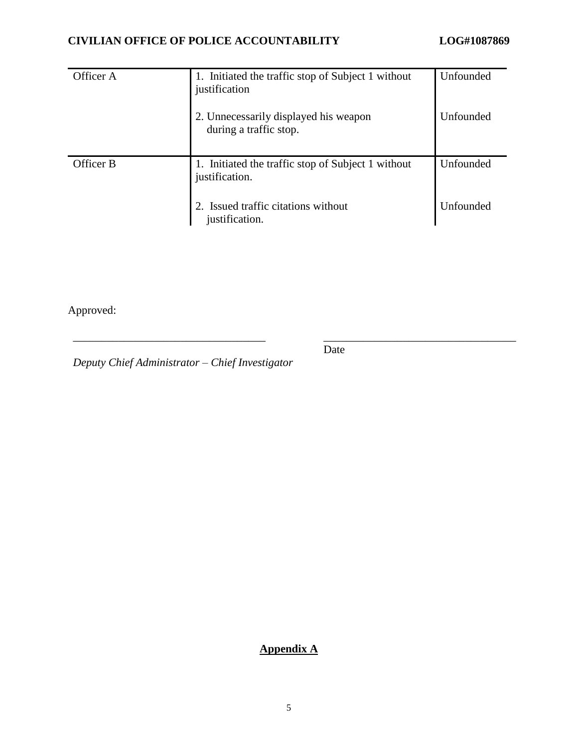| | | |
|---|---|---|
| Officer A | 1. Initiated the traffic stop of Subject 1 without justification | Unfounded |
| | 2. Unnecessarily displayed his weapon during a traffic stop. | Unfounded |
| Officer B | 1. Initiated the traffic stop of Subject 1 without justification. | Unfounded |
| | 2. Issued traffic citations without justification. | Unfounded |

Approved:

__________________________________ __________________________________

*Deputy Chief Administrator – Chief Investigator* Date

**Appendix A**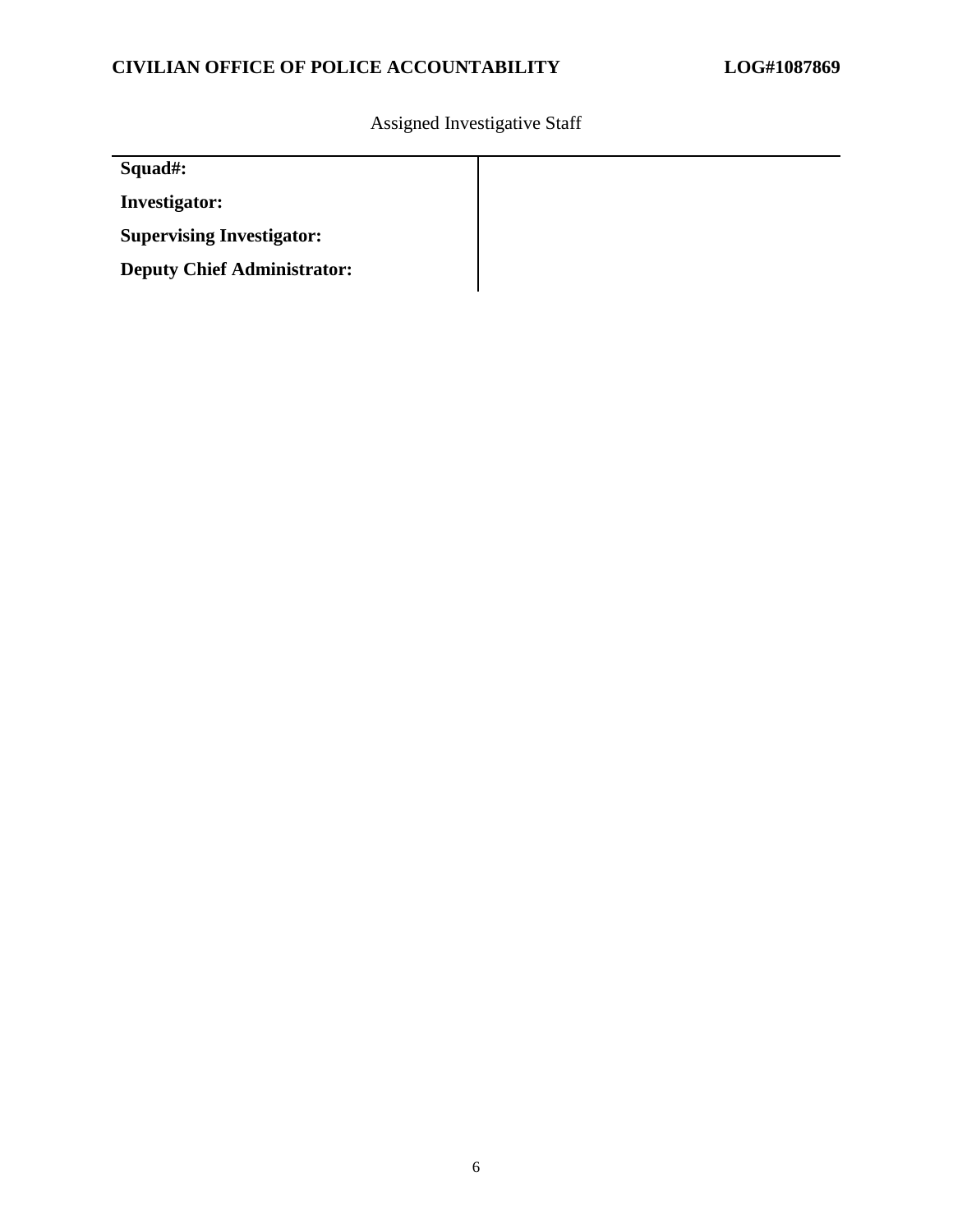Assigned Investigative Staff

| | |
|---|---|
| **Squad#:** | |
| **Investigator:** | |
| **Supervising Investigator:** | |
| **Deputy Chief Administrator:** | |